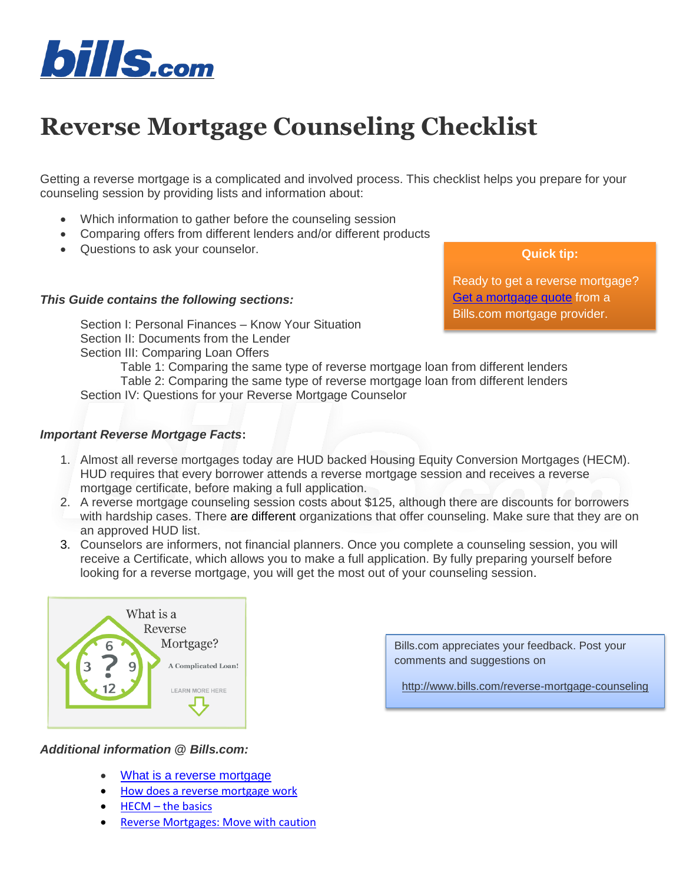bills.com

# Reverse Mortgage Counseling Checklist

Getting a reverse mortgage is a complicated and involved process. This checklist helps you prepare for your counseling session by providing lists and information about:

- Which information to gather before the counseling session
- Comparing offers from different lenders and/or different products
- Questions to ask your counselor.

**Quick tip:**

Ready to get a reverse mortgage? Get a mortgage quote from a Bills.com mortgage provider.

***This Guide contains the following sections:***

Section I: Personal Finances – Know Your Situation
Section II: Documents from the Lender
Section III: Comparing Loan Offers
  Table 1: Comparing the same type of reverse mortgage loan from different lenders
  Table 2: Comparing the same type of reverse mortgage loan from different lenders
Section IV: Questions for your Reverse Mortgage Counselor

***Important Reverse Mortgage Facts*:**

1. Almost all reverse mortgages today are HUD backed Housing Equity Conversion Mortgages (HECM). HUD requires that every borrower attends a reverse mortgage session and receives a reverse mortgage certificate, before making a full application.
2. A reverse mortgage counseling session costs about $125, although there are discounts for borrowers with hardship cases. There are different organizations that offer counseling. Make sure that they are on an approved HUD list.
3. Counselors are informers, not financial planners. Once you complete a counseling session, you will receive a Certificate, which allows you to make a full application. By fully preparing yourself before looking for a reverse mortgage, you will get the most out of your counseling session.

What is a Reverse Mortgage? A Complicated Loan! LEARN MORE HERE

Bills.com appreciates your feedback. Post your comments and suggestions on

http://www.bills.com/reverse-mortgage-counseling

***Additional information @ Bills.com:***

- What is a reverse mortgage
- How does a reverse mortgage work
- HECM – the basics
- Reverse Mortgages: Move with caution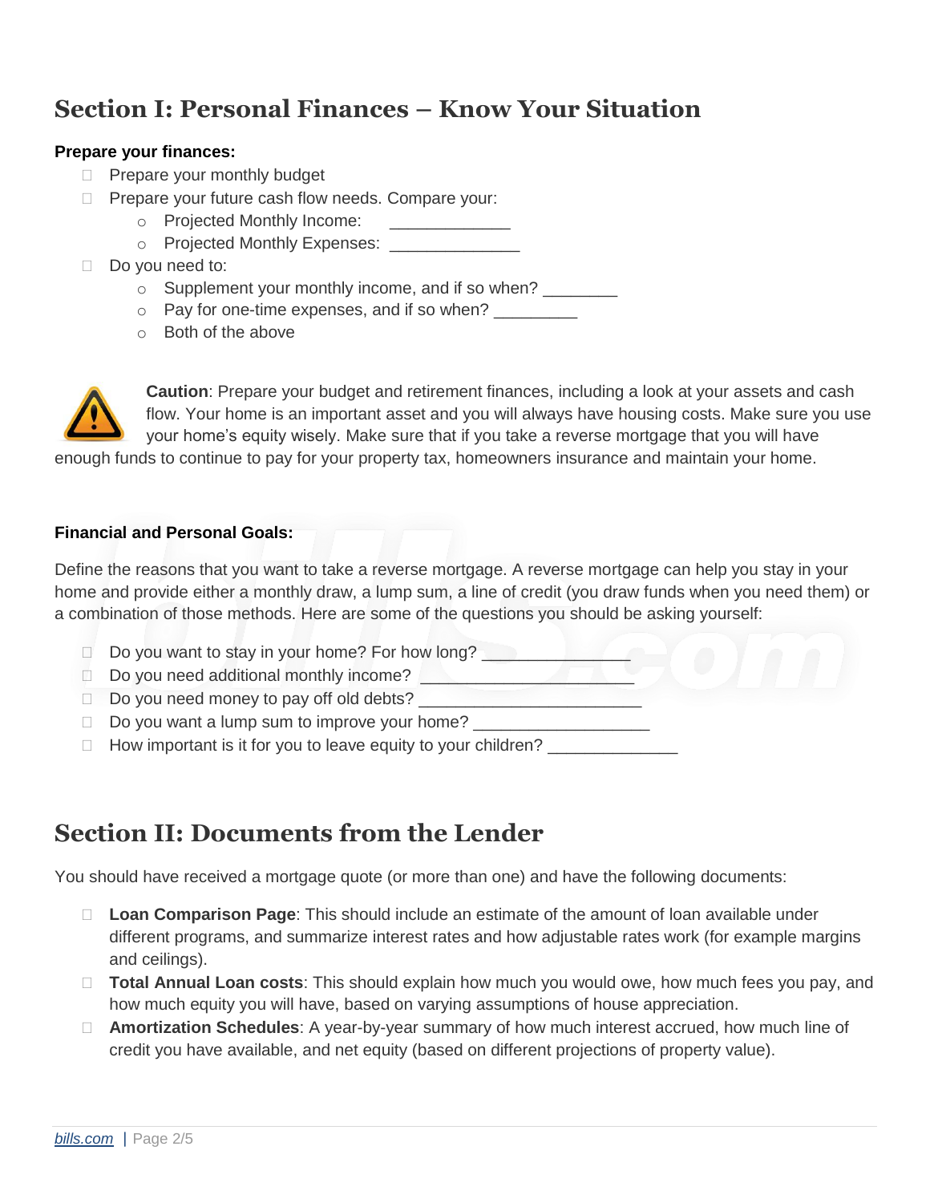## Section I: Personal Finances – Know Your Situation

**Prepare your finances:**

- ☐ Prepare your monthly budget
- ☐ Prepare your future cash flow needs. Compare your:
  - Projected Monthly Income: _____________
  - Projected Monthly Expenses: ______________
- ☐ Do you need to:
  - Supplement your monthly income, and if so when? ________
  - Pay for one-time expenses, and if so when? _________
  - Both of the above

**Caution**: Prepare your budget and retirement finances, including a look at your assets and cash flow. Your home is an important asset and you will always have housing costs. Make sure you use your home's equity wisely. Make sure that if you take a reverse mortgage that you will have enough funds to continue to pay for your property tax, homeowners insurance and maintain your home.

**Financial and Personal Goals:**

Define the reasons that you want to take a reverse mortgage. A reverse mortgage can help you stay in your home and provide either a monthly draw, a lump sum, a line of credit (you draw funds when you need them) or a combination of those methods. Here are some of the questions you should be asking yourself:

- ☐ Do you want to stay in your home? For how long? ________________
- ☐ Do you need additional monthly income? _______________________
- ☐ Do you need money to pay off old debts? ________________________
- ☐ Do you want a lump sum to improve your home? ___________________
- ☐ How important is it for you to leave equity to your children? ______________

## Section II: Documents from the Lender

You should have received a mortgage quote (or more than one) and have the following documents:

- ☐ **Loan Comparison Page**: This should include an estimate of the amount of loan available under different programs, and summarize interest rates and how adjustable rates work (for example margins and ceilings).
- ☐ **Total Annual Loan costs**: This should explain how much you would owe, how much fees you pay, and how much equity you will have, based on varying assumptions of house appreciation.
- ☐ **Amortization Schedules**: A year-by-year summary of how much interest accrued, how much line of credit you have available, and net equity (based on different projections of property value).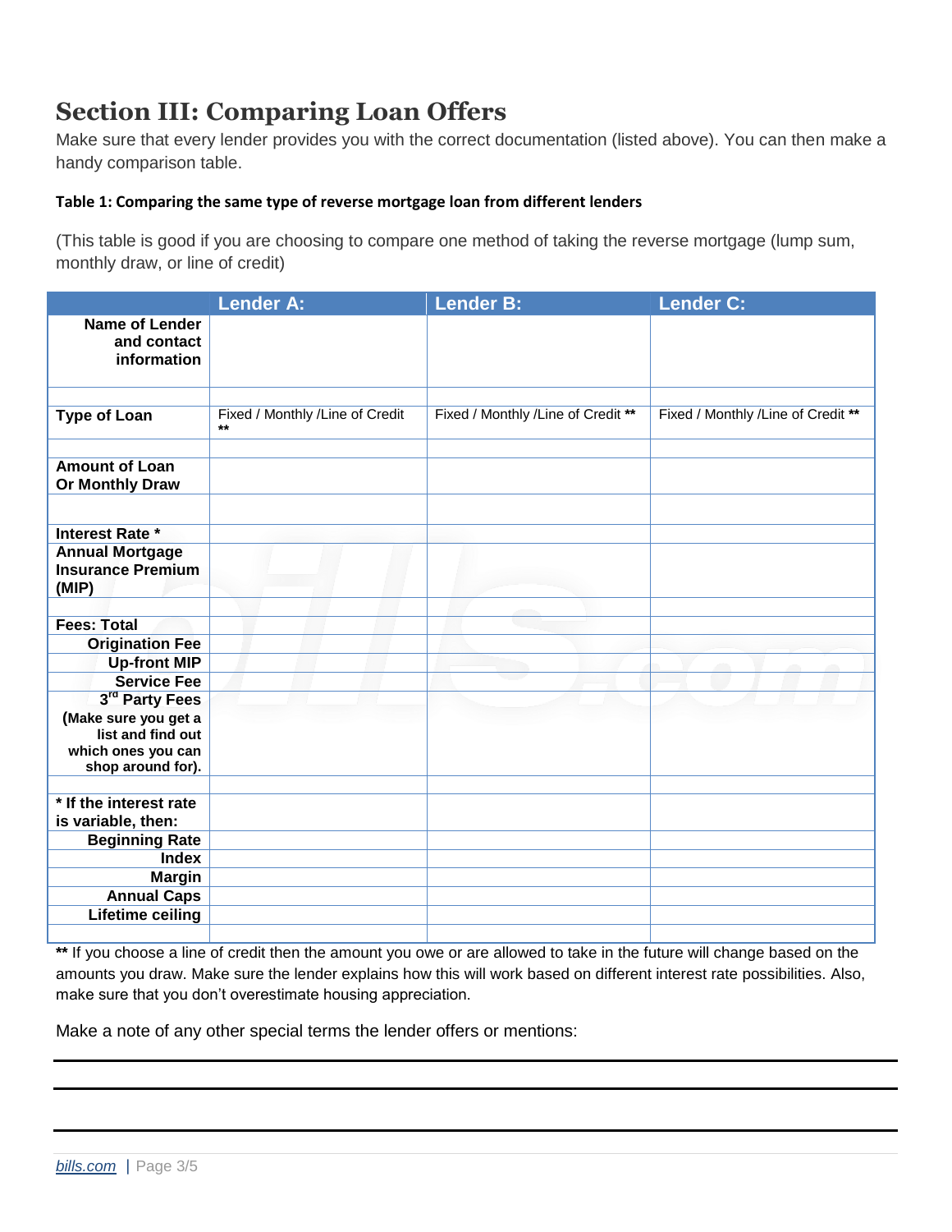## Section III: Comparing Loan Offers

Make sure that every lender provides you with the correct documentation (listed above). You can then make a handy comparison table.

**Table 1: Comparing the same type of reverse mortgage loan from different lenders**

(This table is good if you are choosing to compare one method of taking the reverse mortgage (lump sum, monthly draw, or line of credit)

| | Lender A: | Lender B: | Lender C: |
|---|---|---|---|
| **Name of Lender and contact information** | | | |
| | | | |
| **Type of Loan** | Fixed / Monthly /Line of Credit ** | Fixed / Monthly /Line of Credit ** | Fixed / Monthly /Line of Credit ** |
| | | | |
| **Amount of Loan Or Monthly Draw** | | | |
| | | | |
| **Interest Rate *** | | | |
| **Annual Mortgage Insurance Premium (MIP)** | | | |
| | | | |
| **Fees: Total** | | | |
| **Origination Fee** | | | |
| **Up-front MIP** | | | |
| **Service Fee** | | | |
| **3rd Party Fees (Make sure you get a list and find out which ones you can shop around for).** | | | |
| | | | |
| *** If the interest rate is variable, then:** | | | |
| **Beginning Rate** | | | |
| **Index** | | | |
| **Margin** | | | |
| **Annual Caps** | | | |
| **Lifetime ceiling** | | | |
| | | | |

**** If you choose a line of credit then the amount you owe or are allowed to take in the future will change based on the amounts you draw. Make sure the lender explains how this will work based on different interest rate possibilities. Also, make sure that you don't overestimate housing appreciation.

Make a note of any other special terms the lender offers or mentions:

\_\_\_\_\_\_\_\_\_\_\_\_\_\_\_\_\_\_\_\_\_\_\_\_\_\_\_\_\_\_\_\_\_\_\_\_\_\_\_\_\_\_\_\_\_\_\_\_\_\_\_\_\_\_\_\_\_\_\_\_\_\_\_\_\_\_\_\_\_\_\_\_\_\_

\_\_\_\_\_\_\_\_\_\_\_\_\_\_\_\_\_\_\_\_\_\_\_\_\_\_\_\_\_\_\_\_\_\_\_\_\_\_\_\_\_\_\_\_\_\_\_\_\_\_\_\_\_\_\_\_\_\_\_\_\_\_\_\_\_\_\_\_\_\_\_\_\_\_

\_\_\_\_\_\_\_\_\_\_\_\_\_\_\_\_\_\_\_\_\_\_\_\_\_\_\_\_\_\_\_\_\_\_\_\_\_\_\_\_\_\_\_\_\_\_\_\_\_\_\_\_\_\_\_\_\_\_\_\_\_\_\_\_\_\_\_\_\_\_\_\_\_\_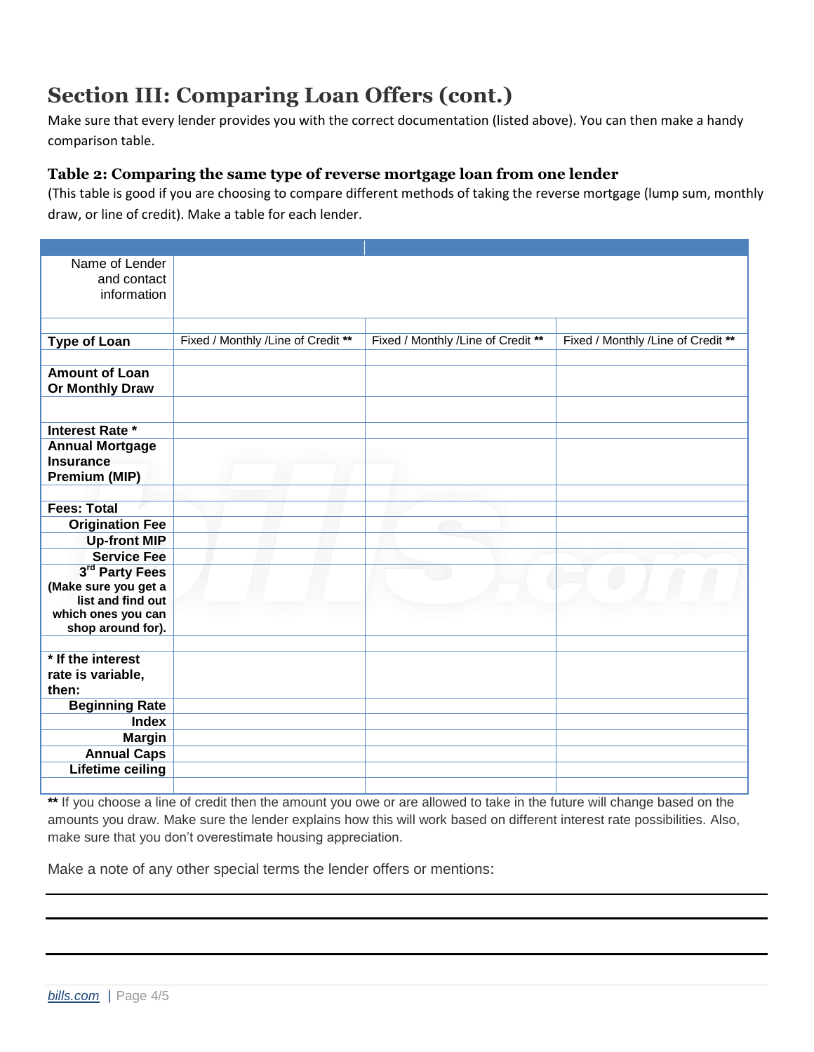## Section III: Comparing Loan Offers (cont.)

Make sure that every lender provides you with the correct documentation (listed above). You can then make a handy comparison table.

### Table 2: Comparing the same type of reverse mortgage loan from one lender

(This table is good if you are choosing to compare different methods of taking the reverse mortgage (lump sum, monthly draw, or line of credit). Make a table for each lender.

| | | | |
|---|---|---|---|
| Name of Lender and contact information | | | |
| | | | |
| **Type of Loan** | Fixed / Monthly /Line of Credit ** | Fixed / Monthly /Line of Credit ** | Fixed / Monthly /Line of Credit ** |
| | | | |
| **Amount of Loan Or Monthly Draw** | | | |
| | | | |
| **Interest Rate *** | | | |
| **Annual Mortgage Insurance Premium (MIP)** | | | |
| | | | |
| **Fees: Total** | | | |
| **Origination Fee** | | | |
| **Up-front MIP** | | | |
| **Service Fee** | | | |
| **3rd Party Fees (Make sure you get a list and find out which ones you can shop around for).** | | | |
| | | | |
| *** If the interest rate is variable, then:** | | | |
| **Beginning Rate** | | | |
| **Index** | | | |
| **Margin** | | | |
| **Annual Caps** | | | |
| **Lifetime ceiling** | | | |
| | | | |

**\*\*** If you choose a line of credit then the amount you owe or are allowed to take in the future will change based on the amounts you draw. Make sure the lender explains how this will work based on different interest rate possibilities. Also, make sure that you don't overestimate housing appreciation.

Make a note of any other special terms the lender offers or mentions:

\_\_\_\_\_\_\_\_\_\_\_\_\_\_\_\_\_\_\_\_\_\_\_\_\_\_\_\_\_\_\_\_\_\_\_\_\_\_\_\_\_\_\_\_

\_\_\_\_\_\_\_\_\_\_\_\_\_\_\_\_\_\_\_\_\_\_\_\_\_\_\_\_\_\_\_\_\_\_\_\_\_\_\_\_\_\_\_\_

\_\_\_\_\_\_\_\_\_\_\_\_\_\_\_\_\_\_\_\_\_\_\_\_\_\_\_\_\_\_\_\_\_\_\_\_\_\_\_\_\_\_\_\_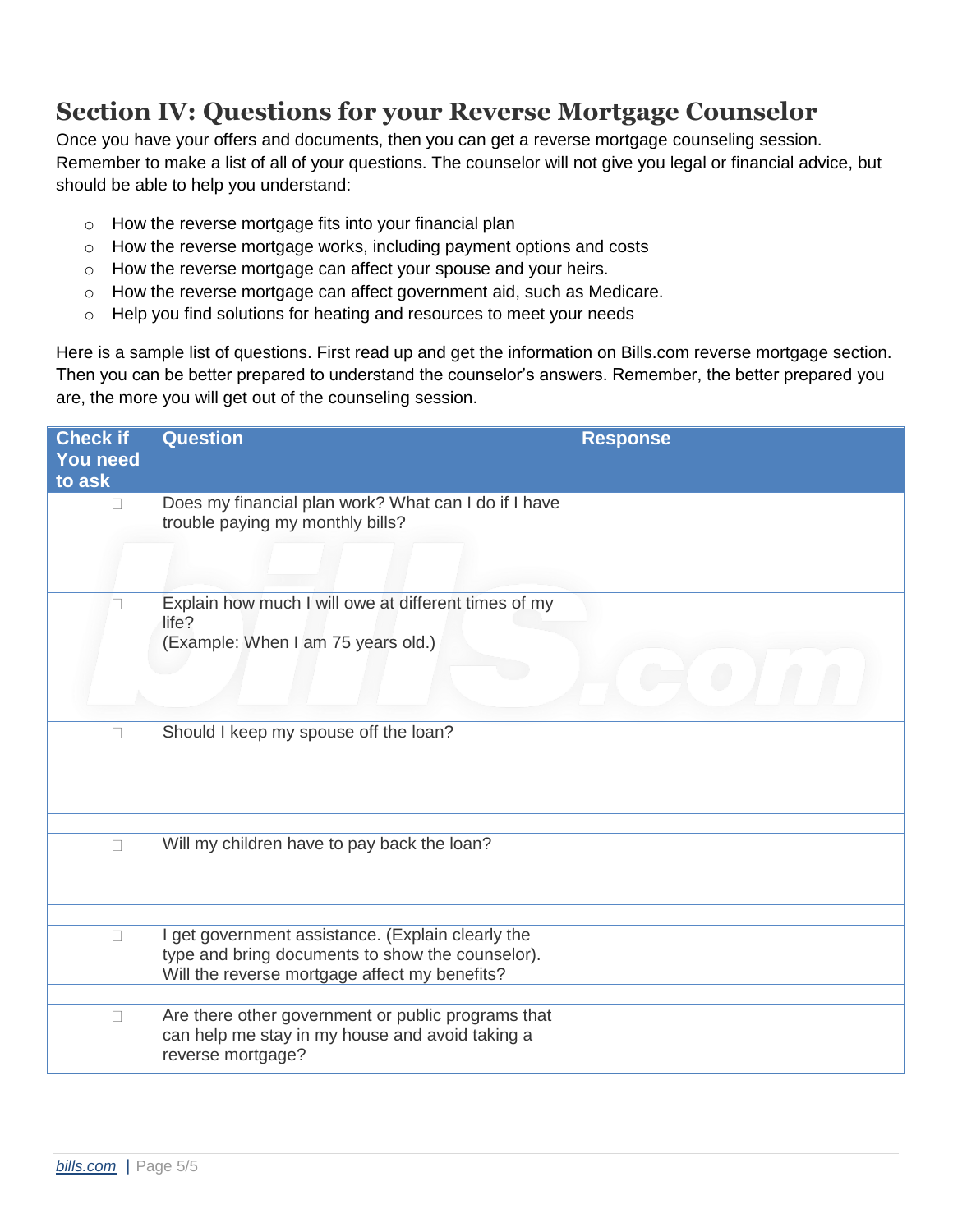## Section IV: Questions for your Reverse Mortgage Counselor

Once you have your offers and documents, then you can get a reverse mortgage counseling session. Remember to make a list of all of your questions. The counselor will not give you legal or financial advice, but should be able to help you understand:

- How the reverse mortgage fits into your financial plan
- How the reverse mortgage works, including payment options and costs
- How the reverse mortgage can affect your spouse and your heirs.
- How the reverse mortgage can affect government aid, such as Medicare.
- Help you find solutions for heating and resources to meet your needs

Here is a sample list of questions. First read up and get the information on Bills.com reverse mortgage section. Then you can be better prepared to understand the counselor's answers. Remember, the better prepared you are, the more you will get out of the counseling session.

| Check if You need to ask | Question | Response |
|---|---|---|
| ☐ | Does my financial plan work? What can I do if I have trouble paying my monthly bills? | |
| | | |
| ☐ | Explain how much I will owe at different times of my life?<br>(Example: When I am 75 years old.) | |
| | | |
| ☐ | Should I keep my spouse off the loan? | |
| | | |
| ☐ | Will my children have to pay back the loan? | |
| | | |
| ☐ | I get government assistance. (Explain clearly the type and bring documents to show the counselor). Will the reverse mortgage affect my benefits? | |
| | | |
| ☐ | Are there other government or public programs that can help me stay in my house and avoid taking a reverse mortgage? | |